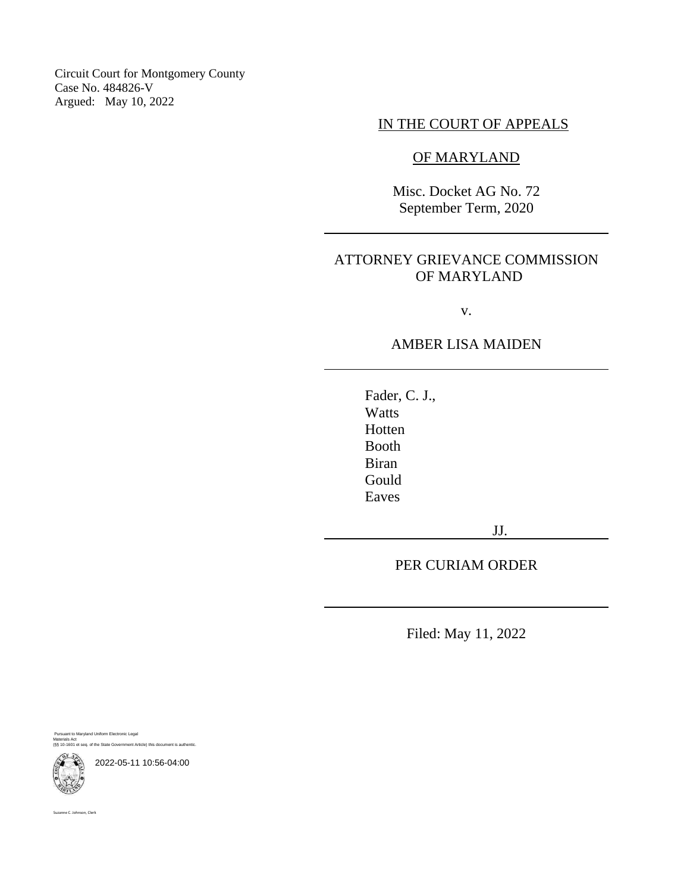Circuit Court for Montgomery County
Case No. 484826-V
Argued: May 10, 2022

IN THE COURT OF APPEALS

OF MARYLAND

Misc. Docket AG No. 72
September Term, 2020

---

ATTORNEY GRIEVANCE COMMISSION OF MARYLAND

v.

AMBER LISA MAIDEN

---

Fader, C. J.,
Watts
Hotten
Booth
Biran
Gould
Eaves

JJ.

---

PER CURIAM ORDER

---

Filed: May 11, 2022

Pursuant to Maryland Uniform Electronic Legal Materials Act
(§§ 10-1601 et seq. of the State Government Article) this document is authentic.

2022-05-11 10:56-04:00

Suzanne C. Johnson, Clerk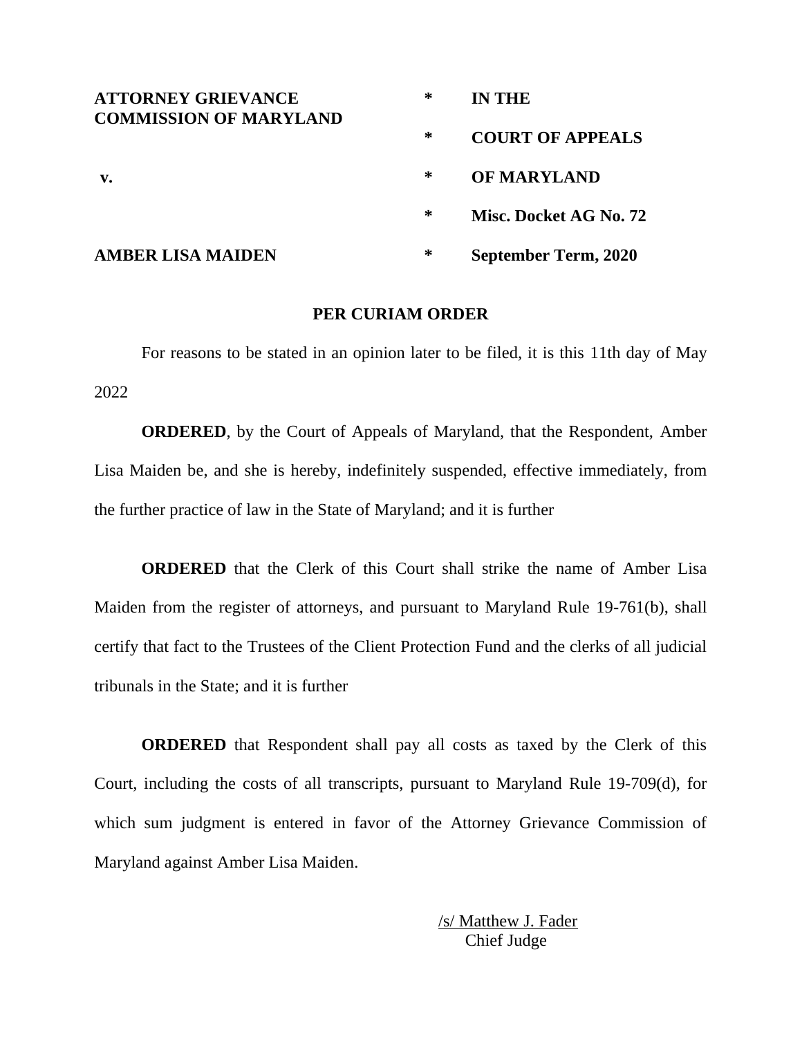| | | |
|---|---|---|
| **ATTORNEY GRIEVANCE COMMISSION OF MARYLAND** | * | **IN THE** |
| | * | **COURT OF APPEALS** |
| **v.** | * | **OF MARYLAND** |
| | * | **Misc. Docket AG No. 72** |
| **AMBER LISA MAIDEN** | * | **September Term, 2020** |

**PER CURIAM ORDER**

For reasons to be stated in an opinion later to be filed, it is this 11th day of May 2022

**ORDERED**, by the Court of Appeals of Maryland, that the Respondent, Amber Lisa Maiden be, and she is hereby, indefinitely suspended, effective immediately, from the further practice of law in the State of Maryland; and it is further

**ORDERED** that the Clerk of this Court shall strike the name of Amber Lisa Maiden from the register of attorneys, and pursuant to Maryland Rule 19-761(b), shall certify that fact to the Trustees of the Client Protection Fund and the clerks of all judicial tribunals in the State; and it is further

**ORDERED** that Respondent shall pay all costs as taxed by the Clerk of this Court, including the costs of all transcripts, pursuant to Maryland Rule 19-709(d), for which sum judgment is entered in favor of the Attorney Grievance Commission of Maryland against Amber Lisa Maiden.

/s/ Matthew J. Fader
Chief Judge